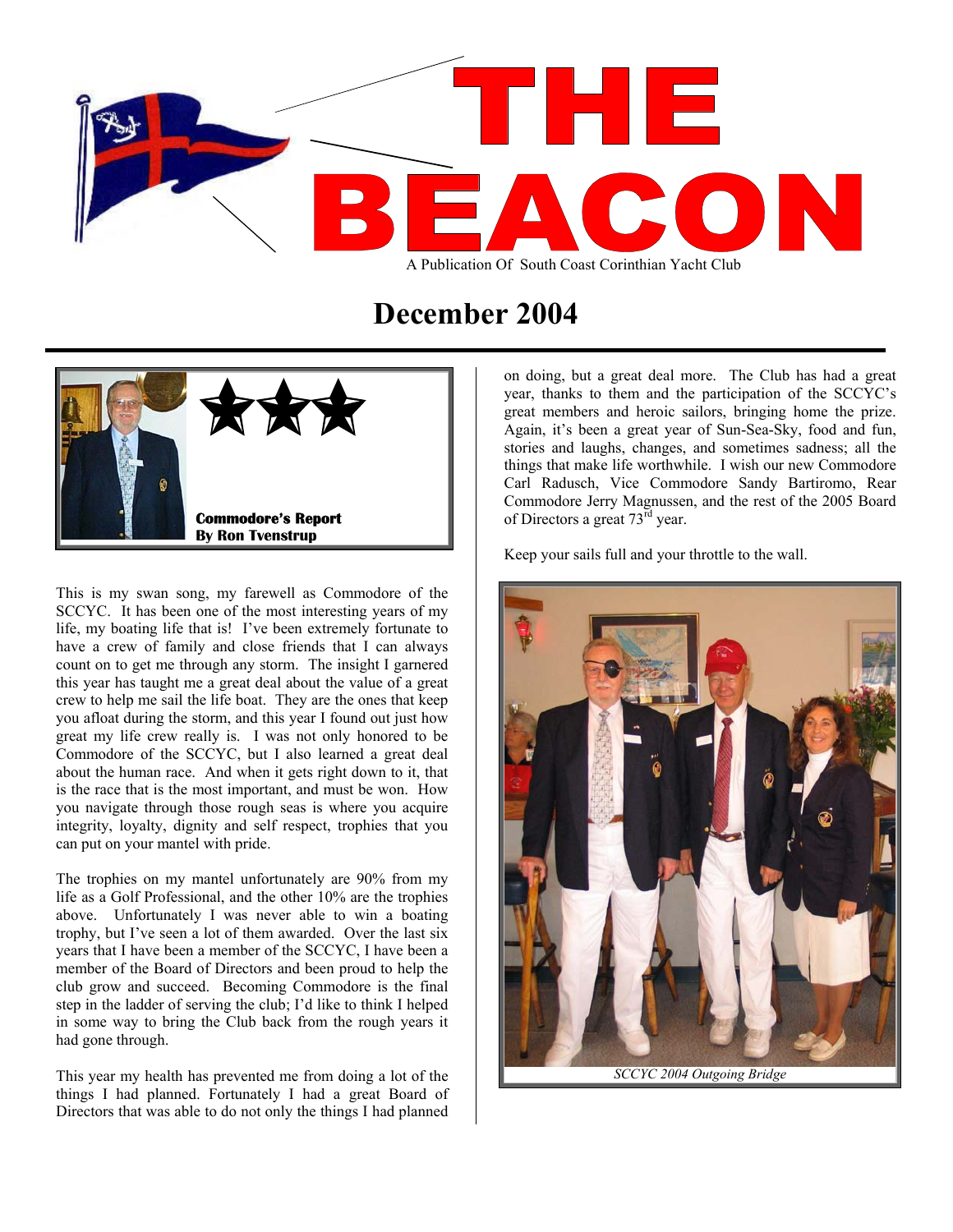# THE BEACON

A Publication Of South Coast Corinthian Yacht Club

## December 2004

**Commodore's Report**
**By Ron Tvenstrup**

This is my swan song, my farewell as Commodore of the SCCYC. It has been one of the most interesting years of my life, my boating life that is! I've been extremely fortunate to have a crew of family and close friends that I can always count on to get me through any storm. The insight I garnered this year has taught me a great deal about the value of a great crew to help me sail the life boat. They are the ones that keep you afloat during the storm, and this year I found out just how great my life crew really is. I was not only honored to be Commodore of the SCCYC, but I also learned a great deal about the human race. And when it gets right down to it, that is the race that is the most important, and must be won. How you navigate through those rough seas is where you acquire integrity, loyalty, dignity and self respect, trophies that you can put on your mantel with pride.

The trophies on my mantel unfortunately are 90% from my life as a Golf Professional, and the other 10% are the trophies above. Unfortunately I was never able to win a boating trophy, but I've seen a lot of them awarded. Over the last six years that I have been a member of the SCCYC, I have been a member of the Board of Directors and been proud to help the club grow and succeed. Becoming Commodore is the final step in the ladder of serving the club; I'd like to think I helped in some way to bring the Club back from the rough years it had gone through.

This year my health has prevented me from doing a lot of the things I had planned. Fortunately I had a great Board of Directors that was able to do not only the things I had planned on doing, but a great deal more. The Club has had a great year, thanks to them and the participation of the SCCYC's great members and heroic sailors, bringing home the prize. Again, it's been a great year of Sun-Sea-Sky, food and fun, stories and laughs, changes, and sometimes sadness; all the things that make life worthwhile. I wish our new Commodore Carl Radusch, Vice Commodore Sandy Bartiromo, Rear Commodore Jerry Magnussen, and the rest of the 2005 Board of Directors a great 73rd year.

Keep your sails full and your throttle to the wall.

*SCCYC 2004 Outgoing Bridge*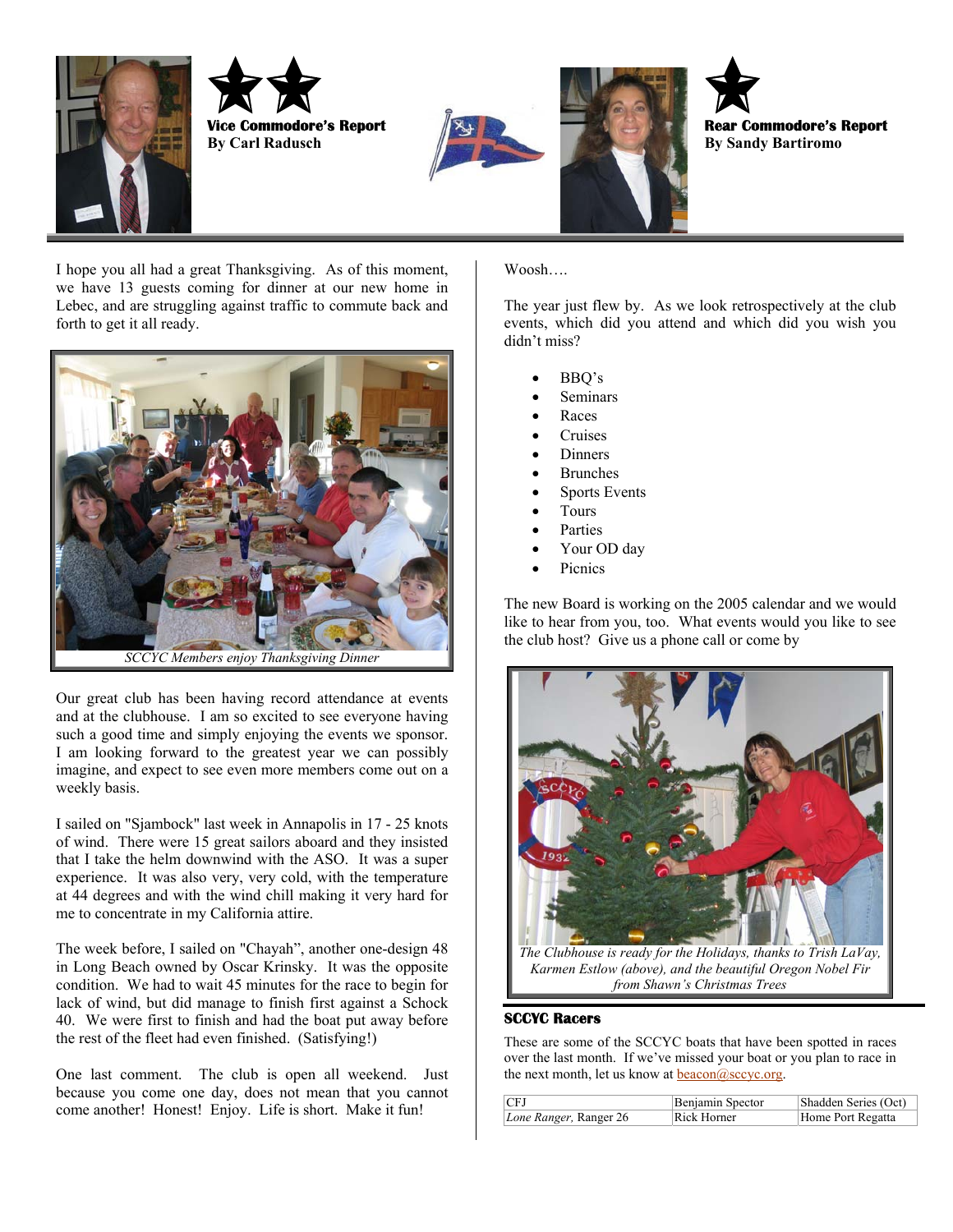## Vice Commodore's Report
**By Carl Radusch**

I hope you all had a great Thanksgiving. As of this moment, we have 13 guests coming for dinner at our new home in Lebec, and are struggling against traffic to commute back and forth to get it all ready.

*SCCYC Members enjoy Thanksgiving Dinner*

Our great club has been having record attendance at events and at the clubhouse. I am so excited to see everyone having such a good time and simply enjoying the events we sponsor. I am looking forward to the greatest year we can possibly imagine, and expect to see even more members come out on a weekly basis.

I sailed on "Sjambock" last week in Annapolis in 17 - 25 knots of wind. There were 15 great sailors aboard and they insisted that I take the helm downwind with the ASO. It was a super experience. It was also very, very cold, with the temperature at 44 degrees and with the wind chill making it very hard for me to concentrate in my California attire.

The week before, I sailed on "Chayah", another one-design 48 in Long Beach owned by Oscar Krinsky. It was the opposite condition. We had to wait 45 minutes for the race to begin for lack of wind, but did manage to finish first against a Schock 40. We were first to finish and had the boat put away before the rest of the fleet had even finished. (Satisfying!)

One last comment. The club is open all weekend. Just because you come one day, does not mean that you cannot come another! Honest! Enjoy. Life is short. Make it fun!

## Rear Commodore's Report
**By Sandy Bartiromo**

Woosh….

The year just flew by. As we look retrospectively at the club events, which did you attend and which did you wish you didn't miss?

- BBQ's
- Seminars
- Races
- Cruises
- Dinners
- Brunches
- Sports Events
- Tours
- Parties
- Your OD day
- Picnics

The new Board is working on the 2005 calendar and we would like to hear from you, too. What events would you like to see the club host? Give us a phone call or come by

*The Clubhouse is ready for the Holidays, thanks to Trish LaVay, Karmen Estlow (above), and the beautiful Oregon Nobel Fir from Shawn's Christmas Trees*

### SCCYC Racers

These are some of the SCCYC boats that have been spotted in races over the last month. If we've missed your boat or you plan to race in the next month, let us know at beacon@sccyc.org.

| | | |
|---|---|---|
| CFJ | Benjamin Spector | Shadden Series (Oct) |
| *Lone Ranger*, Ranger 26 | Rick Horner | Home Port Regatta |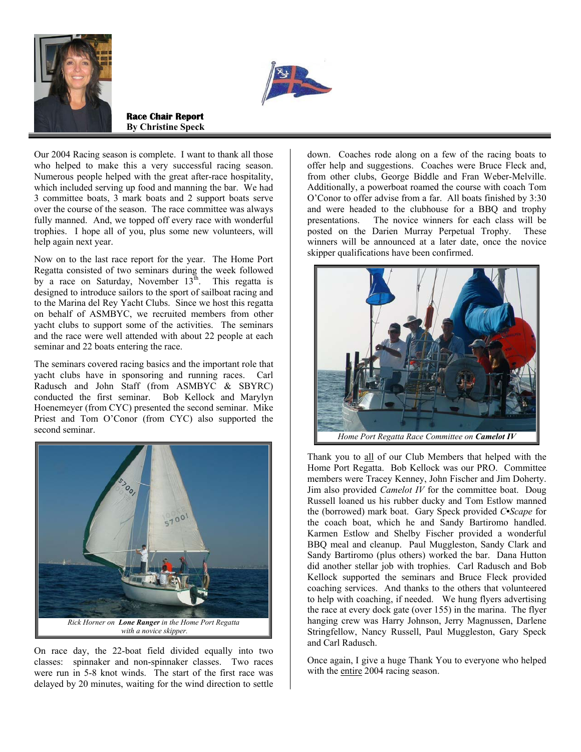## Race Chair Report
**By Christine Speck**

Our 2004 Racing season is complete. I want to thank all those who helped to make this a very successful racing season. Numerous people helped with the great after-race hospitality, which included serving up food and manning the bar. We had 3 committee boats, 3 mark boats and 2 support boats serve over the course of the season. The race committee was always fully manned. And, we topped off every race with wonderful trophies. I hope all of you, plus some new volunteers, will help again next year.

Now on to the last race report for the year. The Home Port Regatta consisted of two seminars during the week followed by a race on Saturday, November 13th. This regatta is designed to introduce sailors to the sport of sailboat racing and to the Marina del Rey Yacht Clubs. Since we host this regatta on behalf of ASMBYC, we recruited members from other yacht clubs to support some of the activities. The seminars and the race were well attended with about 22 people at each seminar and 22 boats entering the race.

The seminars covered racing basics and the important role that yacht clubs have in sponsoring and running races. Carl Radusch and John Staff (from ASMBYC & SBYRC) conducted the first seminar. Bob Kellock and Marylyn Hoenemeyer (from CYC) presented the second seminar. Mike Priest and Tom O'Conor (from CYC) also supported the second seminar.

*Rick Horner on **Lone Ranger** in the Home Port Regatta with a novice skipper.*

On race day, the 22-boat field divided equally into two classes: spinnaker and non-spinnaker classes. Two races were run in 5-8 knot winds. The start of the first race was delayed by 20 minutes, waiting for the wind direction to settle down. Coaches rode along on a few of the racing boats to offer help and suggestions. Coaches were Bruce Fleck and, from other clubs, George Biddle and Fran Weber-Melville. Additionally, a powerboat roamed the course with coach Tom O'Conor to offer advise from a far. All boats finished by 3:30 and were headed to the clubhouse for a BBQ and trophy presentations. The novice winners for each class will be posted on the Darien Murray Perpetual Trophy. These winners will be announced at a later date, once the novice skipper qualifications have been confirmed.

*Home Port Regatta Race Committee on **Camelot IV***

Thank you to all of our Club Members that helped with the Home Port Regatta. Bob Kellock was our PRO. Committee members were Tracey Kenney, John Fischer and Jim Doherty. Jim also provided *Camelot IV* for the committee boat. Doug Russell loaned us his rubber ducky and Tom Estlow manned the (borrowed) mark boat. Gary Speck provided *C•Scape* for the coach boat, which he and Sandy Bartiromo handled. Karmen Estlow and Shelby Fischer provided a wonderful BBQ meal and cleanup. Paul Muggleston, Sandy Clark and Sandy Bartiromo (plus others) worked the bar. Dana Hutton did another stellar job with trophies. Carl Radusch and Bob Kellock supported the seminars and Bruce Fleck provided coaching services. And thanks to the others that volunteered to help with coaching, if needed. We hung flyers advertising the race at every dock gate (over 155) in the marina. The flyer hanging crew was Harry Johnson, Jerry Magnussen, Darlene Stringfellow, Nancy Russell, Paul Muggleston, Gary Speck and Carl Radusch.

Once again, I give a huge Thank You to everyone who helped with the entire 2004 racing season.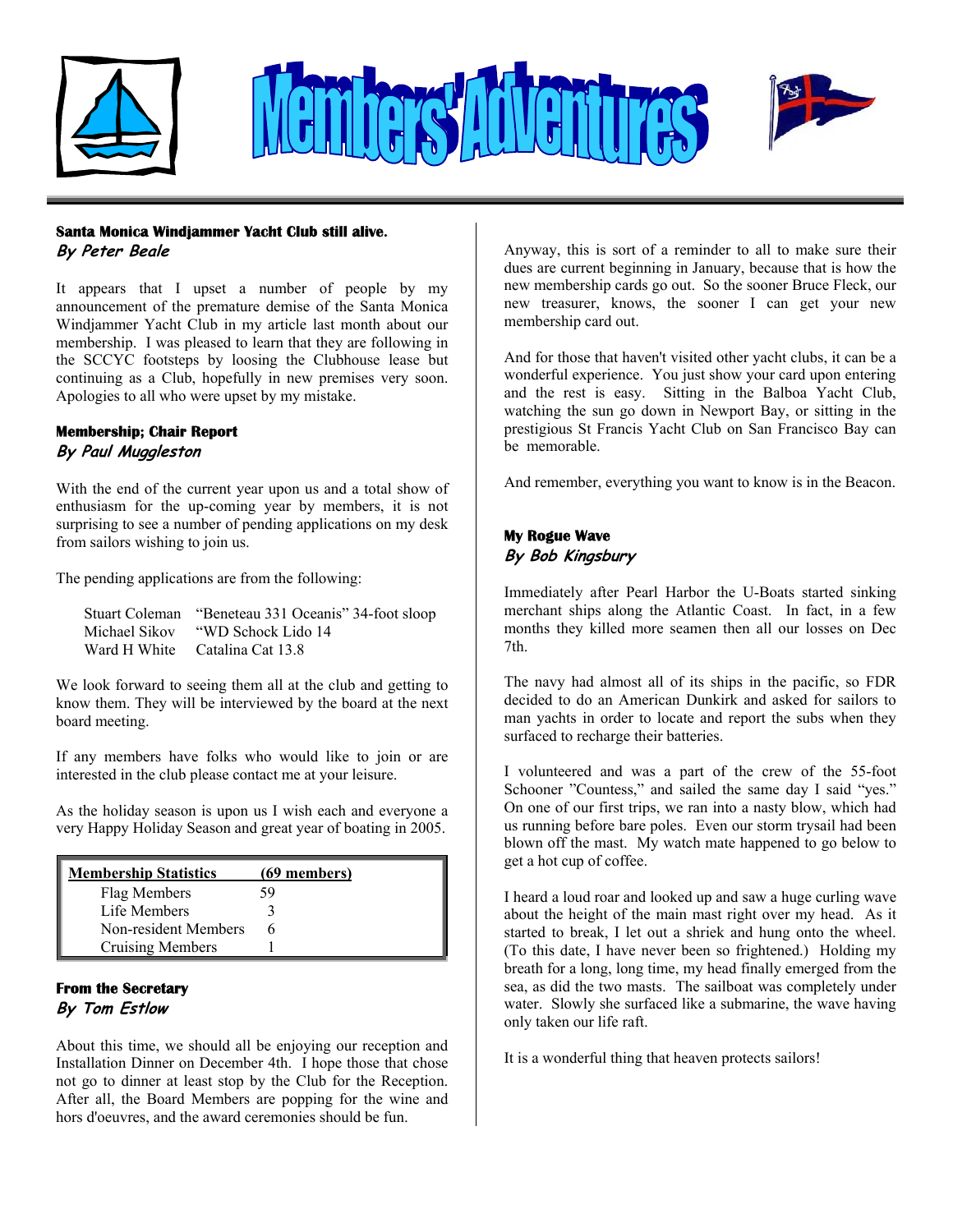# Members' Adventures

### Santa Monica Windjammer Yacht Club still alive.
***By Peter Beale***

It appears that I upset a number of people by my announcement of the premature demise of the Santa Monica Windjammer Yacht Club in my article last month about our membership. I was pleased to learn that they are following in the SCCYC footsteps by loosing the Clubhouse lease but continuing as a Club, hopefully in new premises very soon. Apologies to all who were upset by my mistake.

### Membership; Chair Report
***By Paul Muggleston***

With the end of the current year upon us and a total show of enthusiasm for the up-coming year by members, it is not surprising to see a number of pending applications on my desk from sailors wishing to join us.

The pending applications are from the following:

| | |
|---|---|
| Stuart Coleman | "Beneteau 331 Oceanis" 34-foot sloop |
| Michael Sikov | "WD Schock Lido 14 |
| Ward H White | Catalina Cat 13.8 |

We look forward to seeing them all at the club and getting to know them. They will be interviewed by the board at the next board meeting.

If any members have folks who would like to join or are interested in the club please contact me at your leisure.

As the holiday season is upon us I wish each and everyone a very Happy Holiday Season and great year of boating in 2005.

| Membership Statistics | (69 members) |
|---|---|
| Flag Members | 59 |
| Life Members | 3 |
| Non-resident Members | 6 |
| Cruising Members | 1 |

### From the Secretary
***By Tom Estlow***

About this time, we should all be enjoying our reception and Installation Dinner on December 4th. I hope those that chose not go to dinner at least stop by the Club for the Reception. After all, the Board Members are popping for the wine and hors d'oeuvres, and the award ceremonies should be fun.

Anyway, this is sort of a reminder to all to make sure their dues are current beginning in January, because that is how the new membership cards go out. So the sooner Bruce Fleck, our new treasurer, knows, the sooner I can get your new membership card out.

And for those that haven't visited other yacht clubs, it can be a wonderful experience. You just show your card upon entering and the rest is easy. Sitting in the Balboa Yacht Club, watching the sun go down in Newport Bay, or sitting in the prestigious St Francis Yacht Club on San Francisco Bay can be memorable.

And remember, everything you want to know is in the Beacon.

### My Rogue Wave
***By Bob Kingsbury***

Immediately after Pearl Harbor the U-Boats started sinking merchant ships along the Atlantic Coast. In fact, in a few months they killed more seamen then all our losses on Dec 7th.

The navy had almost all of its ships in the pacific, so FDR decided to do an American Dunkirk and asked for sailors to man yachts in order to locate and report the subs when they surfaced to recharge their batteries.

I volunteered and was a part of the crew of the 55-foot Schooner "Countess," and sailed the same day I said "yes." On one of our first trips, we ran into a nasty blow, which had us running before bare poles. Even our storm trysail had been blown off the mast. My watch mate happened to go below to get a hot cup of coffee.

I heard a loud roar and looked up and saw a huge curling wave about the height of the main mast right over my head. As it started to break, I let out a shriek and hung onto the wheel. (To this date, I have never been so frightened.) Holding my breath for a long, long time, my head finally emerged from the sea, as did the two masts. The sailboat was completely under water. Slowly she surfaced like a submarine, the wave having only taken our life raft.

It is a wonderful thing that heaven protects sailors!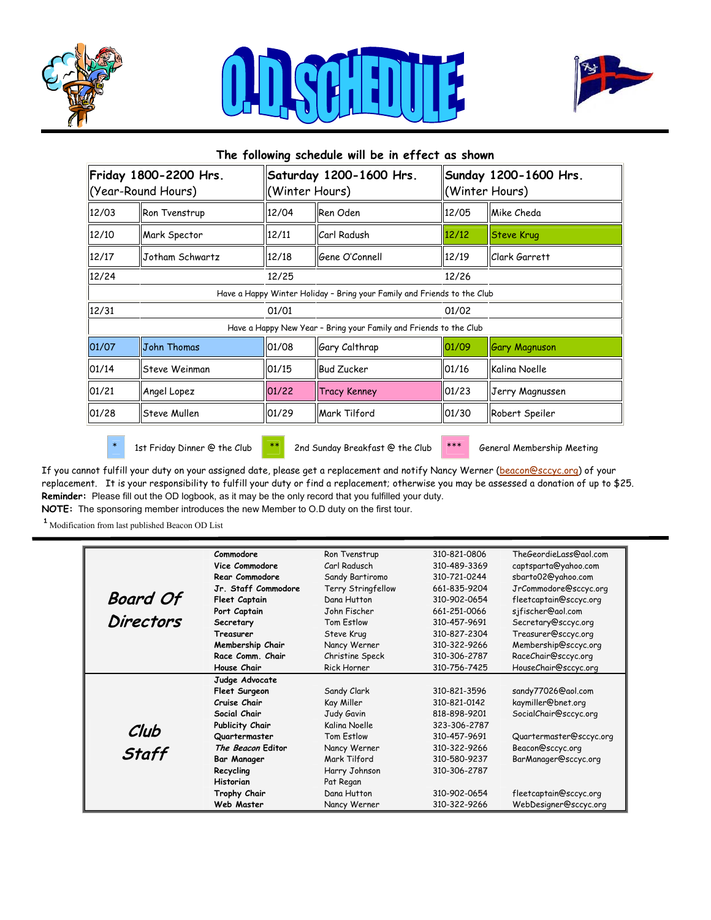# O.D. SCHEDULE

**The following schedule will be in effect as shown**

| Friday 1800-2200 Hrs. (Year-Round Hours) | | Saturday 1200-1600 Hrs. (Winter Hours) | | Sunday 1200-1600 Hrs. (Winter Hours) | |
|---|---|---|---|---|---|
| 12/03 | Ron Tvenstrup | 12/04 | Ren Oden | 12/05 | Mike Cheda |
| 12/10 | Mark Spector | 12/11 | Carl Radush | 12/12 | Steve Krug |
| 12/17 | Jotham Schwartz | 12/18 | Gene O'Connell | 12/19 | Clark Garrett |
| 12/24 | | 12/25 | | 12/26 | |
| Have a Happy Winter Holiday – Bring your Family and Friends to the Club | | | | | |
| 12/31 | | 01/01 | | 01/02 | |
| Have a Happy New Year – Bring your Family and Friends to the Club | | | | | |
| 01/07 | John Thomas | 01/08 | Gary Calthrap | 01/09 | Gary Magnuson |
| 01/14 | Steve Weinman | 01/15 | Bud Zucker | 01/16 | Kalina Noelle |
| 01/21 | Angel Lopez | 01/22 | Tracy Kenney | 01/23 | Jerry Magnussen |
| 01/28 | Steve Mullen | 01/29 | Mark Tilford | 01/30 | Robert Speiler |

\* 1st Friday Dinner @ the Club  ** 2nd Sunday Breakfast @ the Club  *** General Membership Meeting

If you cannot fulfill your duty on your assigned date, please get a replacement and notify Nancy Werner (beacon@sccyc.org) of your replacement. It is your responsibility to fulfill your duty or find a replacement; otherwise you may be assessed a donation of up to $25.

**Reminder:** Please fill out the OD logbook, as it may be the only record that you fulfilled your duty.

**NOTE:** The sponsoring member introduces the new Member to O.D duty on the first tour.

[1] Modification from last published Beacon OD List

| | | | | |
|---|---|---|---|---|
| ***Board Of Directors*** | **Commodore** | Ron Tvenstrup | 310-821-0806 | TheGeordieLass@aol.com |
| | **Vice Commodore** | Carl Radusch | 310-489-3369 | captsparta@yahoo.com |
| | **Rear Commodore** | Sandy Bartiromo | 310-721-0244 | sbarto02@yahoo.com |
| | **Jr. Staff Commodore** | Terry Stringfellow | 661-835-9204 | JrCommodore@sccyc.org |
| | **Fleet Captain** | Dana Hutton | 310-902-0654 | fleetcaptain@sccyc.org |
| | **Port Captain** | John Fischer | 661-251-0066 | sjfischer@aol.com |
| | **Secretary** | Tom Estlow | 310-457-9691 | Secretary@sccyc.org |
| | **Treasurer** | Steve Krug | 310-827-2304 | Treasurer@sccyc.org |
| | **Membership Chair** | Nancy Werner | 310-322-9266 | Membership@sccyc.org |
| | **Race Comm. Chair** | Christine Speck | 310-306-2787 | RaceChair@sccyc.org |
| | **House Chair** | Rick Horner | 310-756-7425 | HouseChair@sccyc.org |
| ***Club Staff*** | **Judge Advocate** | | | |
| | **Fleet Surgeon** | Sandy Clark | 310-821-3596 | sandy77026@aol.com |
| | **Cruise Chair** | Kay Miller | 310-821-0142 | kaymiller@bnet.org |
| | **Social Chair** | Judy Gavin | 818-898-9201 | SocialChair@sccyc.org |
| | **Publicity Chair** | Kalina Noelle | 323-306-2787 | |
| | **Quartermaster** | Tom Estlow | 310-457-9691 | Quartermaster@sccyc.org |
| | ***The Beacon* Editor** | Nancy Werner | 310-322-9266 | Beacon@sccyc.org |
| | **Bar Manager** | Mark Tilford | 310-580-9237 | BarManager@sccyc.org |
| | **Recycling** | Harry Johnson | 310-306-2787 | |
| | **Historian** | Pat Regan | | |
| | **Trophy Chair** | Dana Hutton | 310-902-0654 | fleetcaptain@sccyc.org |
| | **Web Master** | Nancy Werner | 310-322-9266 | WebDesigner@sccyc.org |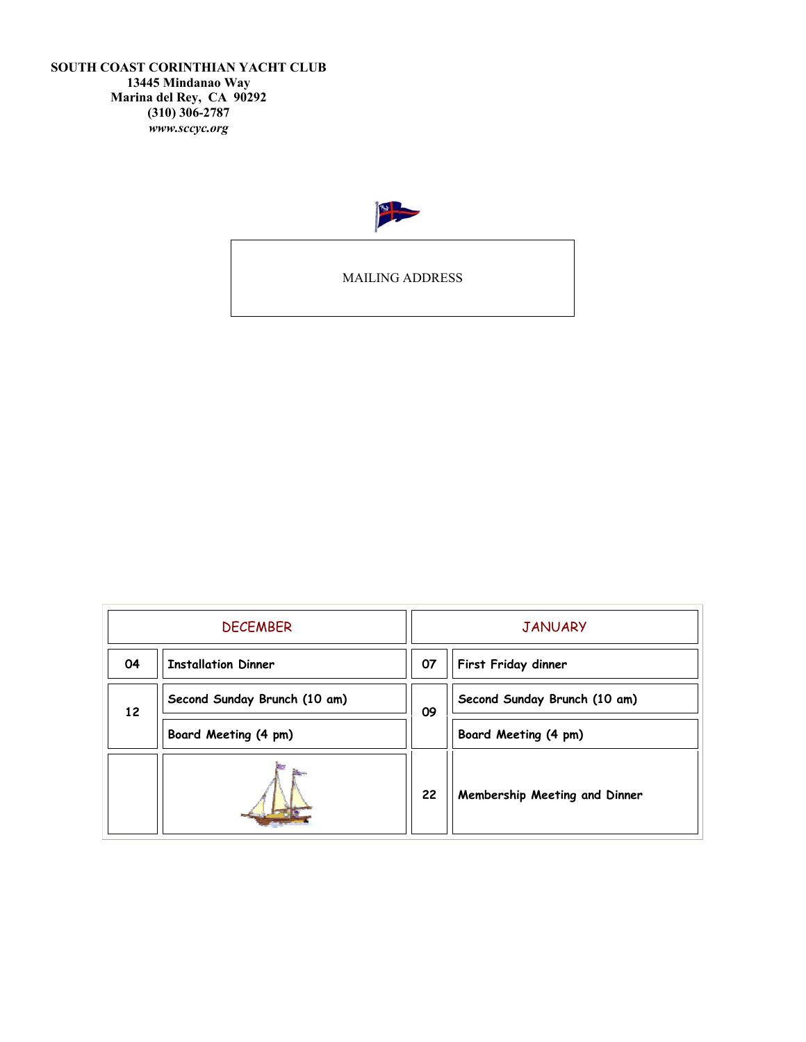**SOUTH COAST CORINTHIAN YACHT CLUB**
**13445 Mindanao Way**
**Marina del Rey, CA 90292**
**(310) 306-2787**
***www.sccyc.org***

MAILING ADDRESS

| DECEMBER | | JANUARY | |
|---|---|---|---|
| 04 | Installation Dinner | 07 | First Friday dinner |
| 12 | Second Sunday Brunch (10 am) | 09 | Second Sunday Brunch (10 am) |
| | Board Meeting (4 pm) | | Board Meeting (4 pm) |
| | | 22 | Membership Meeting and Dinner |